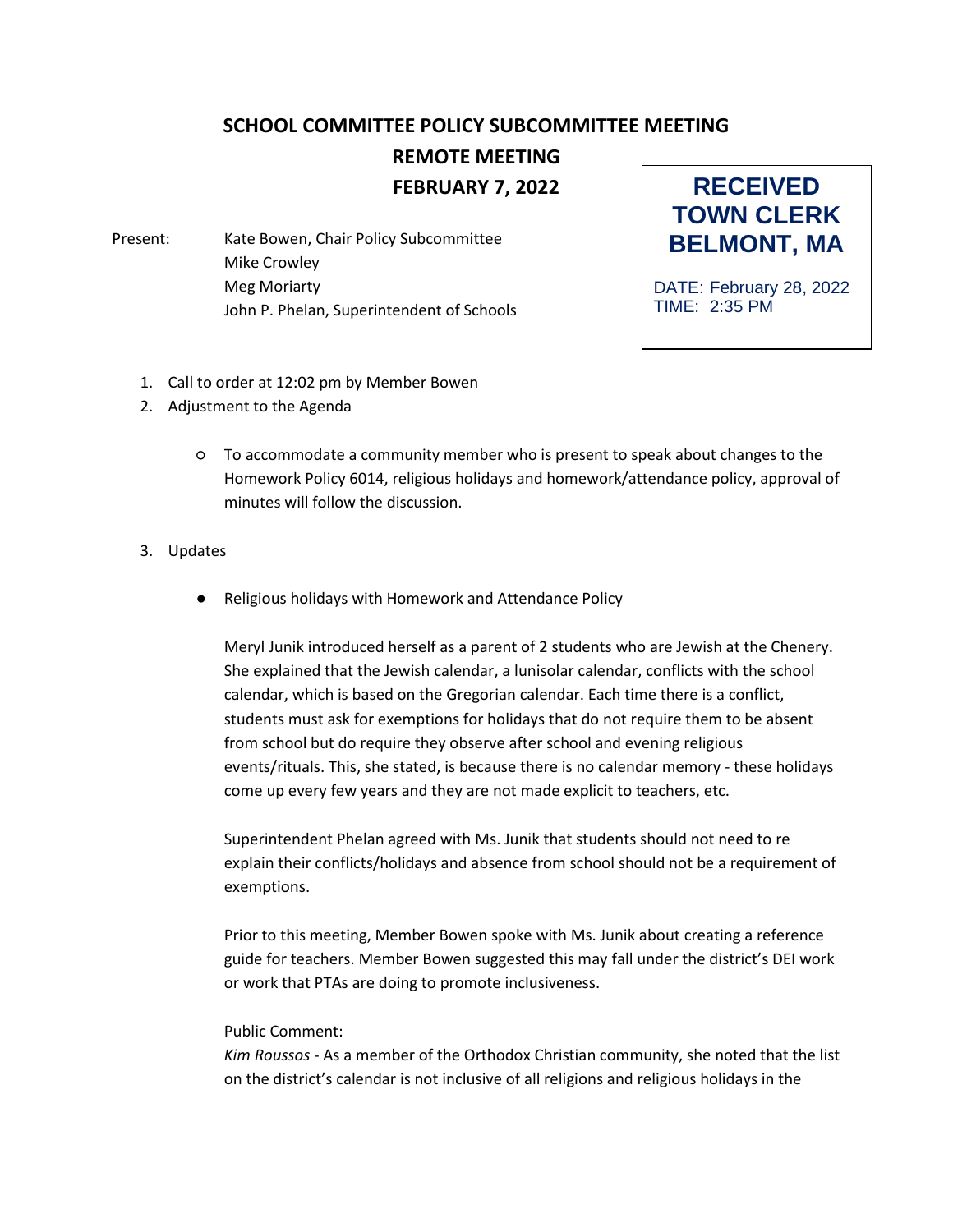# SCHOOL COMMITTEE POLICY SUBCOMMITTEE MEETING
## REMOTE MEETING
## FEBRUARY 7, 2022

**RECEIVED TOWN CLERK BELMONT, MA**
DATE: February 28, 2022
TIME: 2:35 PM

Present: Kate Bowen, Chair Policy Subcommittee
Mike Crowley
Meg Moriarty
John P. Phelan, Superintendent of Schools

1. Call to order at 12:02 pm by Member Bowen
2. Adjustment to the Agenda
    - To accommodate a community member who is present to speak about changes to the Homework Policy 6014, religious holidays and homework/attendance policy, approval of minutes will follow the discussion.
3. Updates
    - Religious holidays with Homework and Attendance Policy

      Meryl Junik introduced herself as a parent of 2 students who are Jewish at the Chenery. She explained that the Jewish calendar, a lunisolar calendar, conflicts with the school calendar, which is based on the Gregorian calendar. Each time there is a conflict, students must ask for exemptions for holidays that do not require them to be absent from school but do require they observe after school and evening religious events/rituals. This, she stated, is because there is no calendar memory - these holidays come up every few years and they are not made explicit to teachers, etc.

      Superintendent Phelan agreed with Ms. Junik that students should not need to re explain their conflicts/holidays and absence from school should not be a requirement of exemptions.

      Prior to this meeting, Member Bowen spoke with Ms. Junik about creating a reference guide for teachers. Member Bowen suggested this may fall under the district's DEI work or work that PTAs are doing to promote inclusiveness.

      Public Comment:
      *Kim Roussos* - As a member of the Orthodox Christian community, she noted that the list on the district's calendar is not inclusive of all religions and religious holidays in the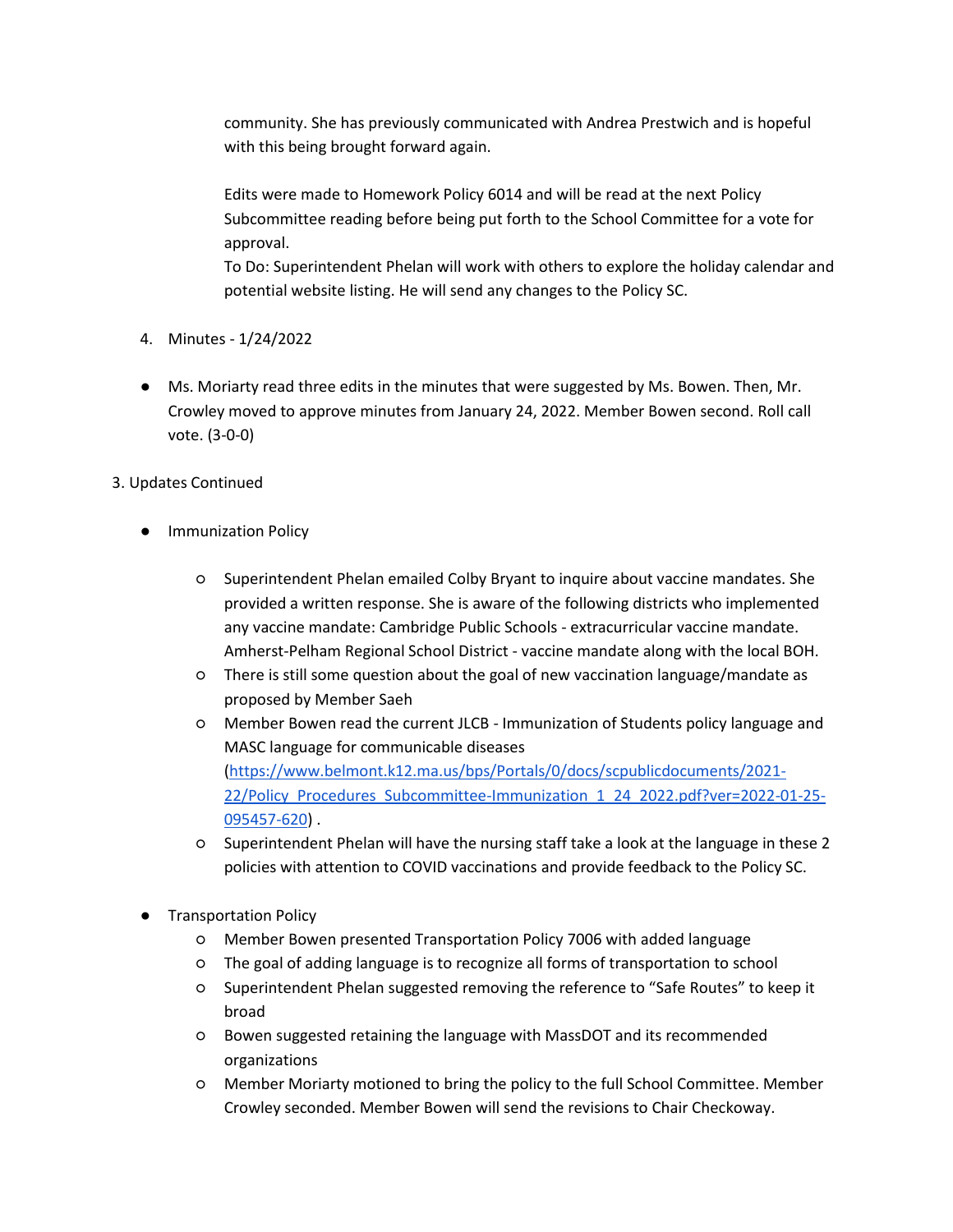community. She has previously communicated with Andrea Prestwich and is hopeful with this being brought forward again.

Edits were made to Homework Policy 6014 and will be read at the next Policy Subcommittee reading before being put forth to the School Committee for a vote for approval.
To Do: Superintendent Phelan will work with others to explore the holiday calendar and potential website listing. He will send any changes to the Policy SC.

4. Minutes - 1/24/2022

- Ms. Moriarty read three edits in the minutes that were suggested by Ms. Bowen. Then, Mr. Crowley moved to approve minutes from January 24, 2022. Member Bowen second. Roll call vote. (3-0-0)

3. Updates Continued

- Immunization Policy
  - Superintendent Phelan emailed Colby Bryant to inquire about vaccine mandates. She provided a written response. She is aware of the following districts who implemented any vaccine mandate: Cambridge Public Schools - extracurricular vaccine mandate. Amherst-Pelham Regional School District - vaccine mandate along with the local BOH.
  - There is still some question about the goal of new vaccination language/mandate as proposed by Member Saeh
  - Member Bowen read the current JLCB - Immunization of Students policy language and MASC language for communicable diseases ([https://www.belmont.k12.ma.us/bps/Portals/0/docs/scpublicdocuments/2021-22/Policy_Procedures_Subcommittee-Immunization_1_24_2022.pdf?ver=2022-01-25-095457-620](https://www.belmont.k12.ma.us/bps/Portals/0/docs/scpublicdocuments/2021-22/Policy_Procedures_Subcommittee-Immunization_1_24_2022.pdf?ver=2022-01-25-095457-620)) .
  - Superintendent Phelan will have the nursing staff take a look at the language in these 2 policies with attention to COVID vaccinations and provide feedback to the Policy SC.

- Transportation Policy
  - Member Bowen presented Transportation Policy 7006 with added language
  - The goal of adding language is to recognize all forms of transportation to school
  - Superintendent Phelan suggested removing the reference to "Safe Routes" to keep it broad
  - Bowen suggested retaining the language with MassDOT and its recommended organizations
  - Member Moriarty motioned to bring the policy to the full School Committee. Member Crowley seconded. Member Bowen will send the revisions to Chair Checkoway.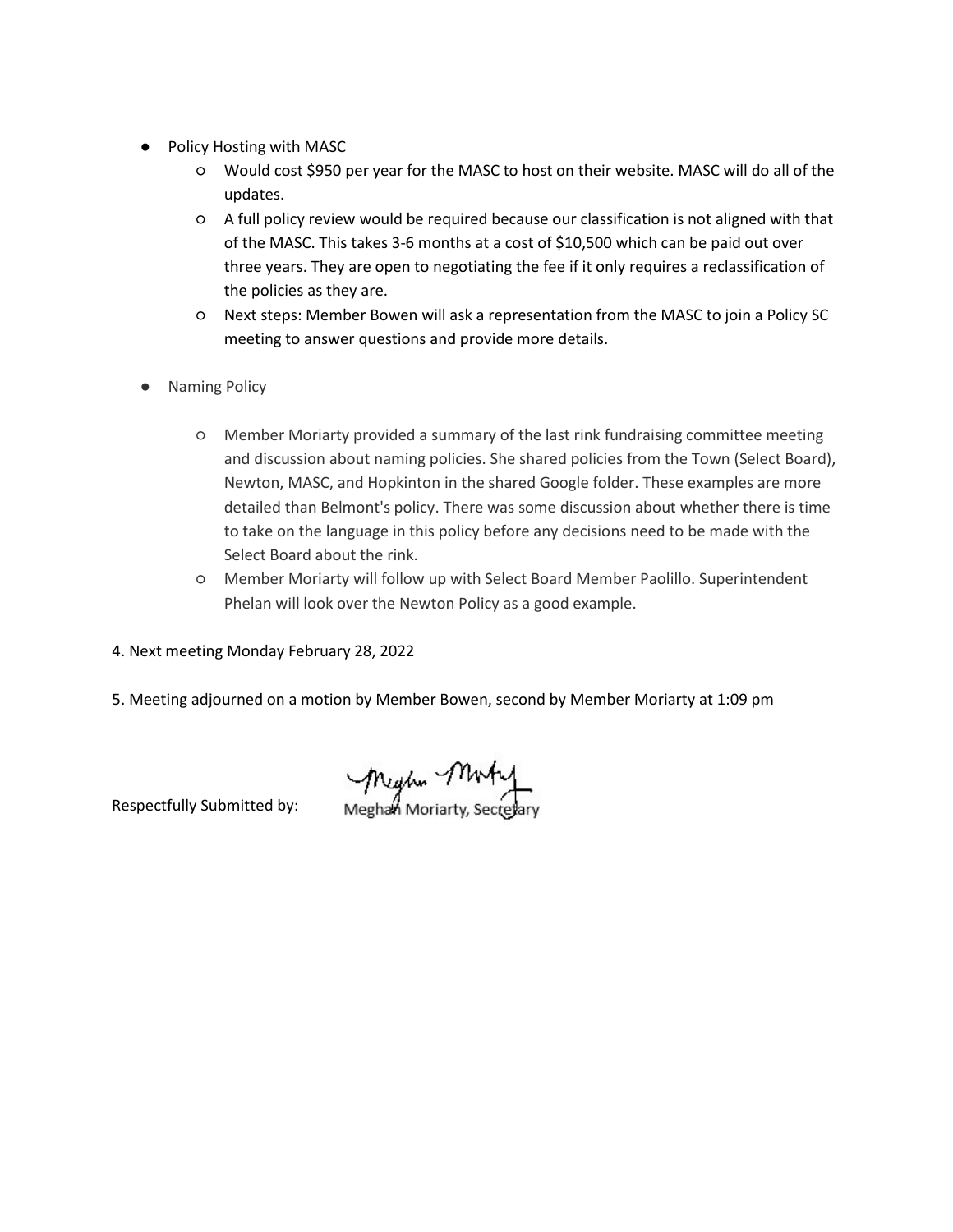- Policy Hosting with MASC
  - Would cost $950 per year for the MASC to host on their website. MASC will do all of the updates.
  - A full policy review would be required because our classification is not aligned with that of the MASC. This takes 3-6 months at a cost of $10,500 which can be paid out over three years. They are open to negotiating the fee if it only requires a reclassification of the policies as they are.
  - Next steps: Member Bowen will ask a representation from the MASC to join a Policy SC meeting to answer questions and provide more details.

- Naming Policy
  - Member Moriarty provided a summary of the last rink fundraising committee meeting and discussion about naming policies. She shared policies from the Town (Select Board), Newton, MASC, and Hopkinton in the shared Google folder. These examples are more detailed than Belmont's policy. There was some discussion about whether there is time to take on the language in this policy before any decisions need to be made with the Select Board about the rink.
  - Member Moriarty will follow up with Select Board Member Paolillo. Superintendent Phelan will look over the Newton Policy as a good example.

4. Next meeting Monday February 28, 2022

5. Meeting adjourned on a motion by Member Bowen, second by Member Moriarty at 1:09 pm

Respectfully Submitted by: Meghan Moriarty, Secretary